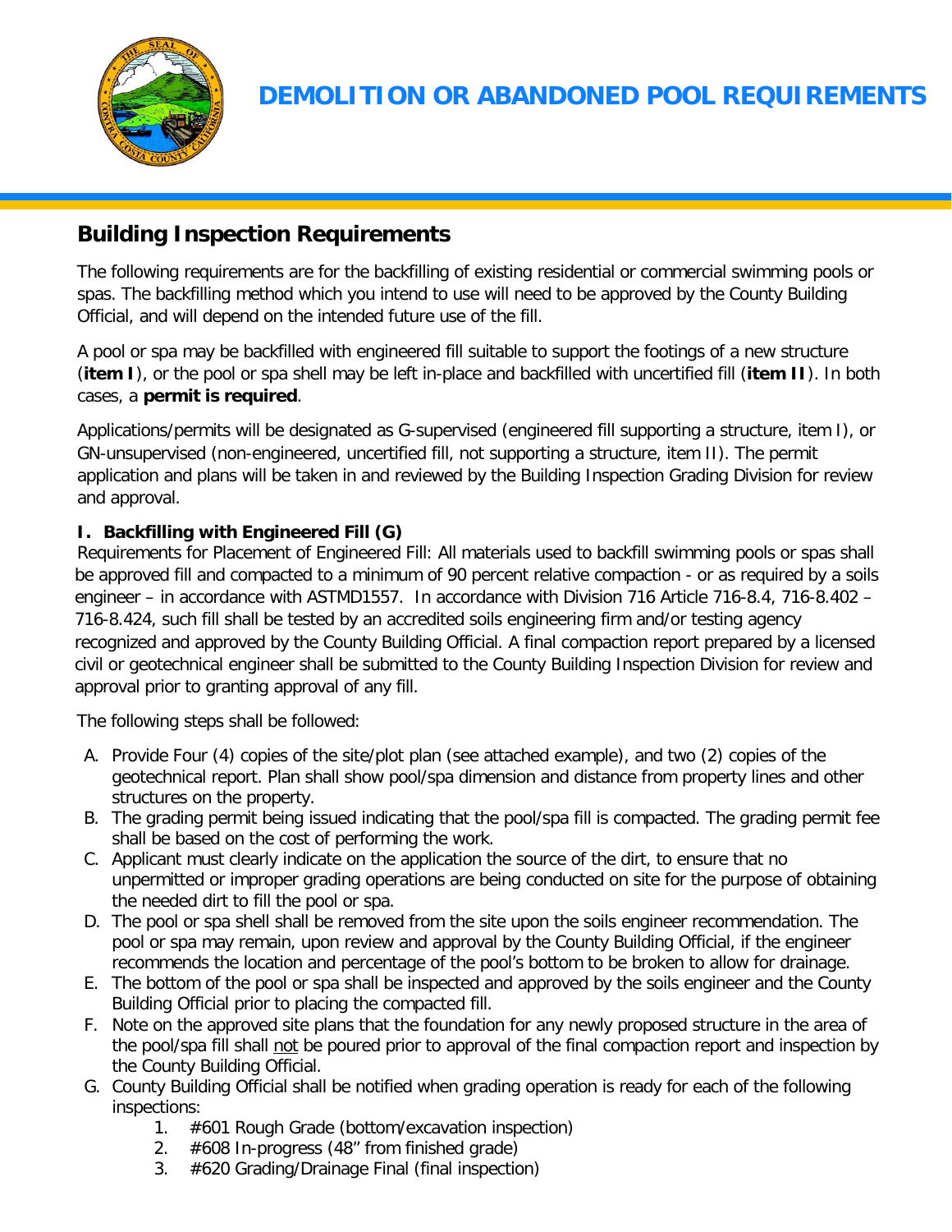# DEMOLITION OR ABANDONED POOL REQUIREMENTS

## Building Inspection Requirements

The following requirements are for the backfilling of existing residential or commercial swimming pools or spas. The backfilling method which you intend to use will need to be approved by the County Building Official, and will depend on the intended future use of the fill.

A pool or spa may be backfilled with engineered fill suitable to support the footings of a new structure (**item I**), or the pool or spa shell may be left in-place and backfilled with uncertified fill (**item II**). In both cases, a **permit is required**.

Applications/permits will be designated as G-supervised (engineered fill supporting a structure, item I), or GN-unsupervised (non-engineered, uncertified fill, not supporting a structure, item II). The permit application and plans will be taken in and reviewed by the Building Inspection Grading Division for review and approval.

### I. Backfilling with Engineered Fill (G)

Requirements for Placement of Engineered Fill: All materials used to backfill swimming pools or spas shall be approved fill and compacted to a minimum of 90 percent relative compaction - or as required by a soils engineer – in accordance with ASTMD1557. In accordance with Division 716 Article 716-8.4, 716-8.402 – 716-8.424, such fill shall be tested by an accredited soils engineering firm and/or testing agency recognized and approved by the County Building Official. A final compaction report prepared by a licensed civil or geotechnical engineer shall be submitted to the County Building Inspection Division for review and approval prior to granting approval of any fill.

The following steps shall be followed:

A. Provide Four (4) copies of the site/plot plan (see attached example), and two (2) copies of the geotechnical report. Plan shall show pool/spa dimension and distance from property lines and other structures on the property.
B. The grading permit being issued indicating that the pool/spa fill is compacted. The grading permit fee shall be based on the cost of performing the work.
C. Applicant must clearly indicate on the application the source of the dirt, to ensure that no unpermitted or improper grading operations are being conducted on site for the purpose of obtaining the needed dirt to fill the pool or spa.
D. The pool or spa shell shall be removed from the site upon the soils engineer recommendation. The pool or spa may remain, upon review and approval by the County Building Official, if the engineer recommends the location and percentage of the pool's bottom to be broken to allow for drainage.
E. The bottom of the pool or spa shall be inspected and approved by the soils engineer and the County Building Official prior to placing the compacted fill.
F. Note on the approved site plans that the foundation for any newly proposed structure in the area of the pool/spa fill shall <u>not</u> be poured prior to approval of the final compaction report and inspection by the County Building Official.
G. County Building Official shall be notified when grading operation is ready for each of the following inspections:
    1. #601 Rough Grade (bottom/excavation inspection)
    2. #608 In-progress (48" from finished grade)
    3. #620 Grading/Drainage Final (final inspection)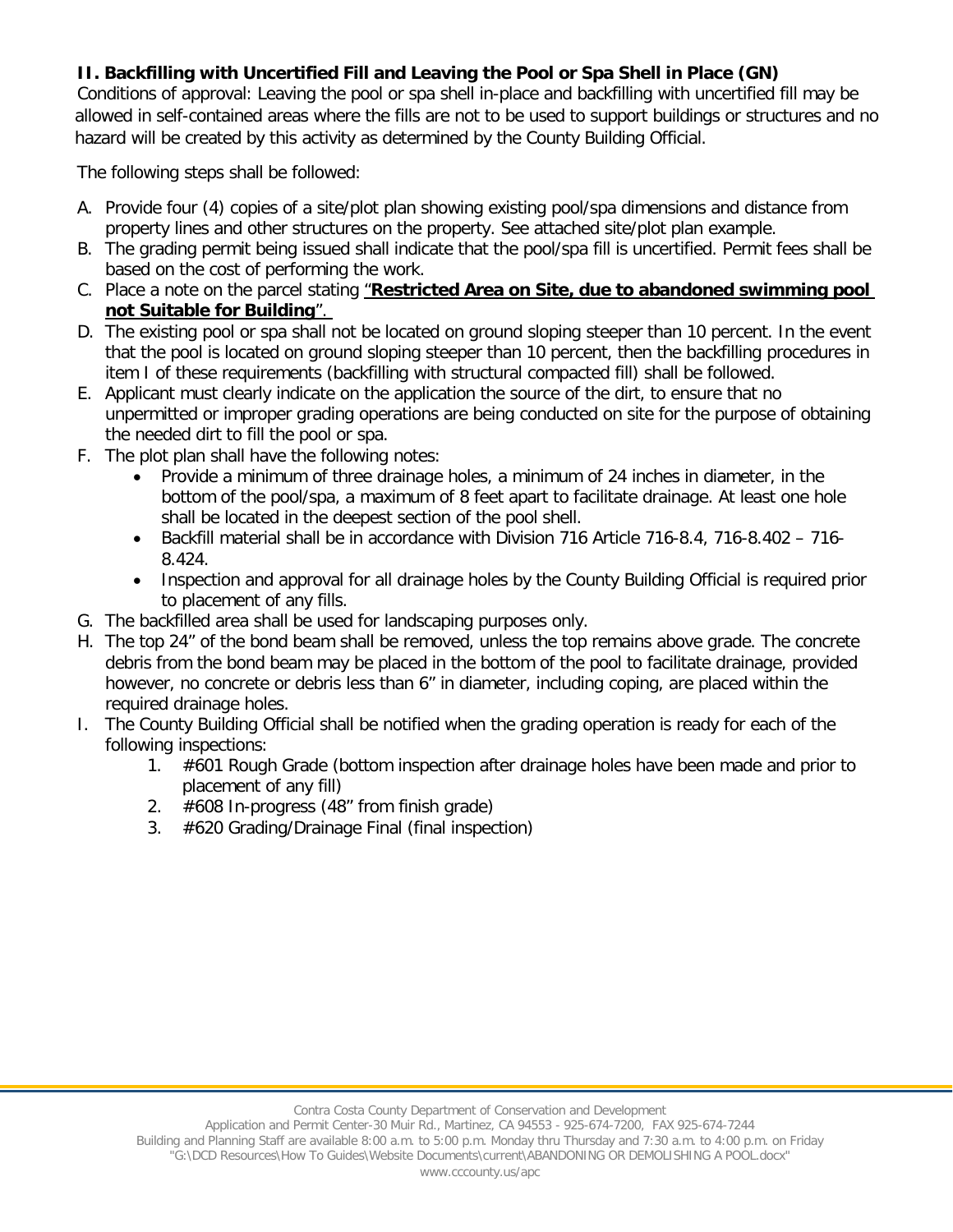## II. Backfilling with Uncertified Fill and Leaving the Pool or Spa Shell in Place (GN)

Conditions of approval: Leaving the pool or spa shell in-place and backfilling with uncertified fill may be allowed in self-contained areas where the fills are not to be used to support buildings or structures and no hazard will be created by this activity as determined by the County Building Official.

The following steps shall be followed:

A. Provide four (4) copies of a site/plot plan showing existing pool/spa dimensions and distance from property lines and other structures on the property. See attached site/plot plan example.

B. The grading permit being issued shall indicate that the pool/spa fill is uncertified. Permit fees shall be based on the cost of performing the work.

C. Place a note on the parcel stating "**Restricted Area on Site, due to abandoned swimming pool not Suitable for Building**".

D. The existing pool or spa shall not be located on ground sloping steeper than 10 percent. In the event that the pool is located on ground sloping steeper than 10 percent, then the backfilling procedures in item I of these requirements (backfilling with structural compacted fill) shall be followed.

E. Applicant must clearly indicate on the application the source of the dirt, to ensure that no unpermitted or improper grading operations are being conducted on site for the purpose of obtaining the needed dirt to fill the pool or spa.

F. The plot plan shall have the following notes:
   - Provide a minimum of three drainage holes, a minimum of 24 inches in diameter, in the bottom of the pool/spa, a maximum of 8 feet apart to facilitate drainage. At least one hole shall be located in the deepest section of the pool shell.
   - Backfill material shall be in accordance with Division 716 Article 716-8.4, 716-8.402 – 716-8.424.
   - Inspection and approval for all drainage holes by the County Building Official is required prior to placement of any fills.

G. The backfilled area shall be used for landscaping purposes only.

H. The top 24" of the bond beam shall be removed, unless the top remains above grade. The concrete debris from the bond beam may be placed in the bottom of the pool to facilitate drainage, provided however, no concrete or debris less than 6" in diameter, including coping, are placed within the required drainage holes.

I. The County Building Official shall be notified when the grading operation is ready for each of the following inspections:
   1. #601 Rough Grade (bottom inspection after drainage holes have been made and prior to placement of any fill)
   2. #608 In-progress (48" from finish grade)
   3. #620 Grading/Drainage Final (final inspection)